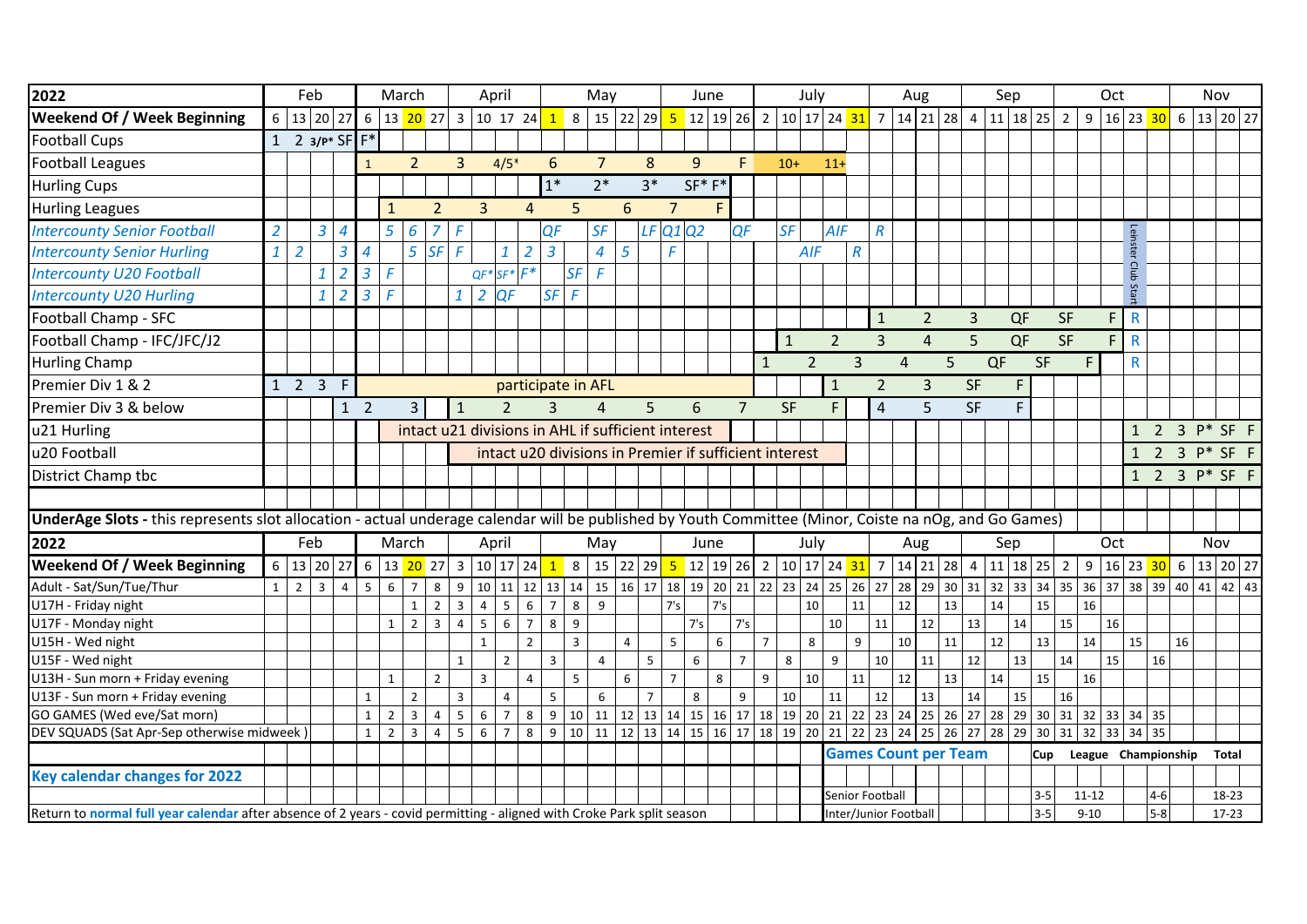| 2022 | Feb | | | | March | | | | April | | | | May | | | | | June | | | | July | | | | | Aug | | | | Sep | | | | Oct | | | | | Nov | | | |
|---|---|---|---|---|---|---|---|---|---|---|---|---|---|---|---|---|---|---|---|---|---|---|---|---|---|---|---|---|---|---|---|---|---|---|---|---|---|---|---|---|---|---|---|
| **Weekend Of / Week Beginning** | 6 | 13 | 20 | 27 | 6 | 13 | 20 | 27 | 3 | 10 | 17 | 24 | 1 | 8 | 15 | 22 | 29 | 5 | 12 | 19 | 26 | 2 | 10 | 17 | 24 | 31 | 7 | 14 | 21 | 28 | 4 | 11 | 18 | 25 | 2 | 9 | 16 | 23 | 30 | 6 | 13 | 20 | 27 |
| Football Cups | 1 | 2 | 3/P* | SF | F* | | | | | | | | | | | | | | | | | | | | | | | | | | | | | | | | | | | | | | |
| Football Leagues | | | | | 1 | | 2 | | 3 | | 4/5* | | 6 | | 7 | | 8 | | 9 | | F | | 10+ | | 11+ | | | | | | | | | | | | | | | | | | |
| Hurling Cups | | | | | | | | | | | | | 1* | | 2* | | 3* | | SF* | F* | | | | | | | | | | | | | | | | | | | | | | | |
| Hurling Leagues | | | | | | 1 | | 2 | | 3 | | 4 | | 5 | | 6 | | 7 | | F | | | | | | | | | | | | | | | | | | | | | | | |
| *Intercounty Senior Football* | *2* | | *3* | *4* | | *5* | *6* | *7* | *F* | | | | *QF* | | *SF* | | *LF* | *Q1* | *Q2* | | *QF* | | *SF* | | *AIF* | | *R* | | | | | | | | | | | Leinster Club Start | | | | | |
| *Intercounty Senior Hurling* | *1* | *2* | | *3* | *4* | | *5* | *SF* | *F* | | *1* | *2* | *3* | | *4* | *5* | | *F* | | | | | | *AIF* | | *R* | | | | | | | | | | | | | | | | | |
| *Intercounty U20 Football* | | | *1* | *2* | *3* | *F* | | | | *QF** | *SF** | *F** | | *SF* | *F* | | | | | | | | | | | | | | | | | | | | | | | | | | | | |
| *Intercounty U20 Hurling* | | | *1* | *2* | *3* | *F* | | | *1* | *2* | *QF* | | *SF* | *F* | | | | | | | | | | | | | | | | | | | | | | | | | | | | | |
| Football Champ - SFC | | | | | | | | | | | | | | | | | | | | | | | | | | | 1 | | 2 | | 3 | | QF | | SF | | F | R | | | | | |
| Football Champ - IFC/JFC/J2 | | | | | | | | | | | | | | | | | | | | | | | 1 | | 2 | | 3 | | 4 | | 5 | | QF | | SF | | F | R | | | | | |
| Hurling Champ | | | | | | | | | | | | | | | | | | | | | | 1 | | 2 | | 3 | | 4 | | 5 | | QF | | SF | | F | | R | | | | | |
| Premier Div 1 & 2 | 1 | 2 | 3 | F | participate in AFL | | | | | | | | | | | | | | | | | | | | 1 | | 2 | | 3 | | SF | | F | | | | | | | | | | |
| Premier Div 3 & below | | | | 1 | 2 | | 3 | | 1 | | 2 | | 3 | | 4 | | 5 | | 6 | | 7 | | SF | | F | | 4 | | 5 | | SF | | F | | | | | | | | | | |
| u21 Hurling | | | | | | intact u21 divisions in AHL if sufficient interest | | | | | | | | | | | | | | | | | | | | | | | | | | | | | | | | 1 | 2 | 3 | P* | SF | F |
| u20 Football | | | | | | | | | | intact u20 divisions in Premier if sufficient interest | | | | | | | | | | | | | | | | | | | | | | | | | | | | 1 | 2 | 3 | P* | SF | F |
| District Champ tbc | | | | | | | | | | | | | | | | | | | | | | | | | | | | | | | | | | | | | | 1 | 2 | 3 | P* | SF | F |

**UnderAge Slots -** this represents slot allocation - actual underage calendar will be published by Youth Committee (Minor, Coiste na nOg, and Go Games)

| 2022 | Feb | | | | March | | | | April | | | | May | | | | | June | | | | July | | | | | Aug | | | | Sep | | | | Oct | | | | | Nov | | | |
|---|---|---|---|---|---|---|---|---|---|---|---|---|---|---|---|---|---|---|---|---|---|---|---|---|---|---|---|---|---|---|---|---|---|---|---|---|---|---|---|---|---|---|---|
| **Weekend Of / Week Beginning** | 6 | 13 | 20 | 27 | 6 | 13 | 20 | 27 | 3 | 10 | 17 | 24 | 1 | 8 | 15 | 22 | 29 | 5 | 12 | 19 | 26 | 2 | 10 | 17 | 24 | 31 | 7 | 14 | 21 | 28 | 4 | 11 | 18 | 25 | 2 | 9 | 16 | 23 | 30 | 6 | 13 | 20 | 27 |
| Adult - Sat/Sun/Tue/Thur | 1 | 2 | 3 | 4 | 5 | 6 | 7 | 8 | 9 | 10 | 11 | 12 | 13 | 14 | 15 | 16 | 17 | 18 | 19 | 20 | 21 | 22 | 23 | 24 | 25 | 26 | 27 | 28 | 29 | 30 | 31 | 32 | 33 | 34 | 35 | 36 | 37 | 38 | 39 | 40 | 41 | 42 | 43 |
| U17H - Friday night | | | | | | | 1 | 2 | 3 | 4 | 5 | 6 | 7 | 8 | 9 | | | 7's | | 7's | | | | 10 | | 11 | | 12 | | 13 | | 14 | | 15 | | 16 | | | | | | | |
| U17F - Monday night | | | | | | 1 | 2 | 3 | 4 | 5 | 6 | 7 | 8 | 9 | | | | | 7's | | 7's | | | | 10 | | 11 | | 12 | | 13 | | 14 | | 15 | | 16 | | | | | | |
| U15H - Wed night | | | | | | | | | | 1 | | 2 | | 3 | | 4 | | 5 | | 6 | | 7 | | 8 | | 9 | | 10 | | 11 | | 12 | | 13 | | 14 | | 15 | | 16 | | | |
| U15F - Wed night | | | | | | | | | 1 | | 2 | | 3 | | 4 | | 5 | | 6 | | 7 | | 8 | | 9 | | 10 | | 11 | | 12 | | 13 | | 14 | | 15 | | 16 | | | | |
| U13H - Sun morn + Friday evening | | | | | | 1 | | 2 | | 3 | | 4 | | 5 | | 6 | | 7 | | 8 | | 9 | | 10 | | 11 | | 12 | | 13 | | 14 | | 15 | | 16 | | | | | | | |
| U13F - Sun morn + Friday evening | | | | | 1 | | 2 | | 3 | | 4 | | 5 | | 6 | | 7 | | 8 | | 9 | | 10 | | 11 | | 12 | | 13 | | 14 | | 15 | | 16 | | | | | | | | |
| GO GAMES (Wed eve/Sat morn) | | | | | 1 | 2 | 3 | 4 | 5 | 6 | 7 | 8 | 9 | 10 | 11 | 12 | 13 | 14 | 15 | 16 | 17 | 18 | 19 | 20 | 21 | 22 | 23 | 24 | 25 | 26 | 27 | 28 | 29 | 30 | 31 | 32 | 33 | 34 | 35 | | | | |
| DEV SQUADS (Sat Apr-Sep otherwise midweek ) | | | | | 1 | 2 | 3 | 4 | 5 | 6 | 7 | 8 | 9 | 10 | 11 | 12 | 13 | 14 | 15 | 16 | 17 | 18 | 19 | 20 | 21 | 22 | 23 | 24 | 25 | 26 | 27 | 28 | 29 | 30 | 31 | 32 | 33 | 34 | 35 | | | | |

**Games Count per Team**

| | Cup | League | Championship | Total |
|---|---|---|---|---|
| Senior Football | 3-5 | 11-12 | 4-6 | 18-23 |
| Inter/Junior Football | 3-5 | 9-10 | 5-8 | 17-23 |

**Key calendar changes for 2022**

Return to **normal full year calendar** after absence of 2 years - covid permitting - aligned with Croke Park split season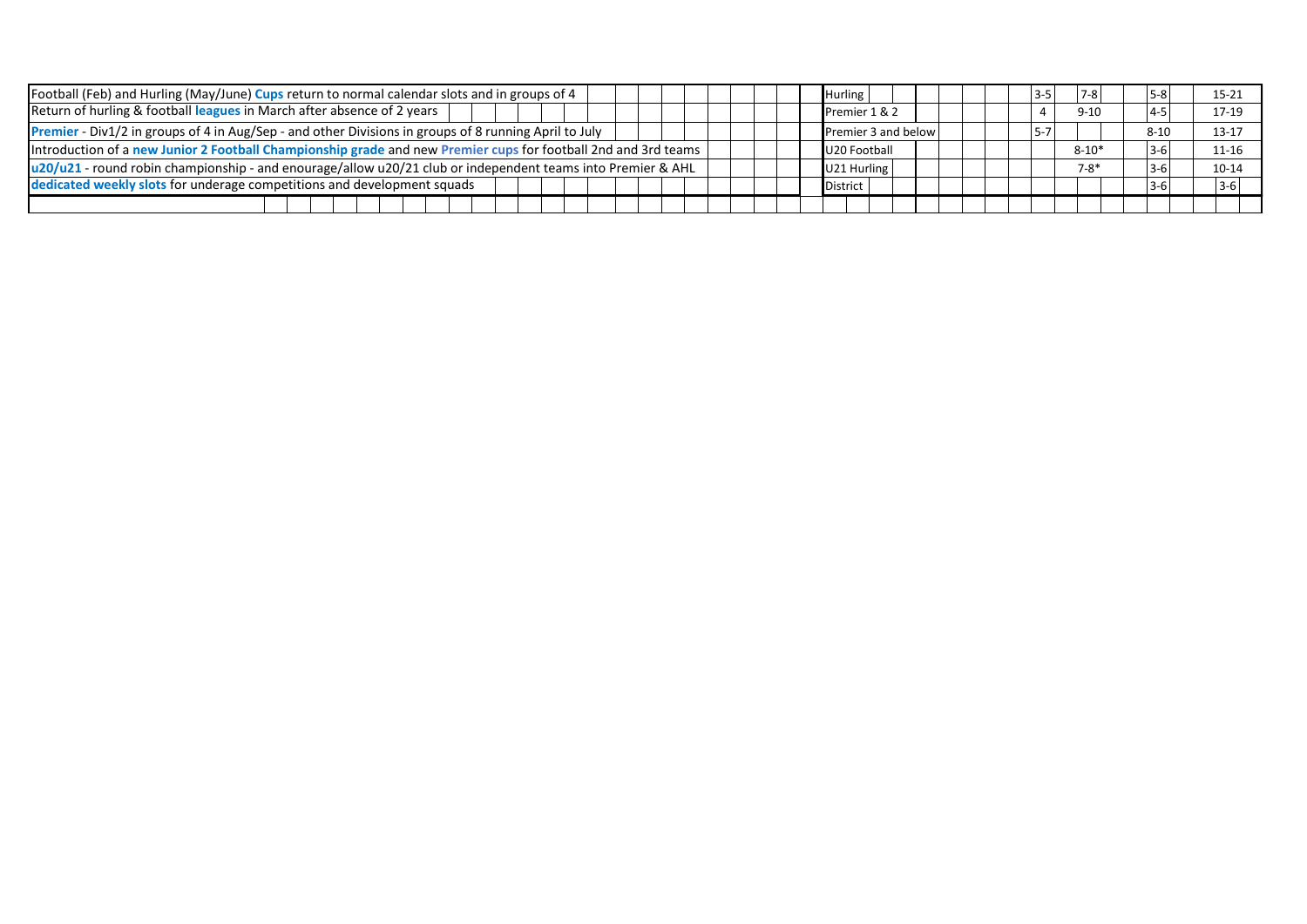Football (Feb) and Hurling (May/June) **Cups** return to normal calendar slots and in groups of 4

Return of hurling & football **leagues** in March after absence of 2 years

**Premier** - Div1/2 in groups of 4 in Aug/Sep - and other Divisions in groups of 8 running April to July

Introduction of a **new Junior 2 Football Championship grade** and new **Premier cups** for football 2nd and 3rd teams

**u20/u21** - round robin championship - and enourage/allow u20/21 club or independent teams into Premier & AHL

**dedicated weekly slots** for underage competitions and development squads

| | | | | | |
|---|---|---|---|---|---|
| Hurling | 3-5 | 7-8 | 5-8 | 15-21 |
| Premier 1 & 2 | 4 | 9-10 | 4-5 | 17-19 |
| Premier 3 and below | 5-7 | | 8-10 | 13-17 |
| U20 Football | | 8-10* | 3-6 | 11-16 |
| U21 Hurling | | 7-8* | 3-6 | 10-14 |
| District | | | 3-6 | 3-6 |